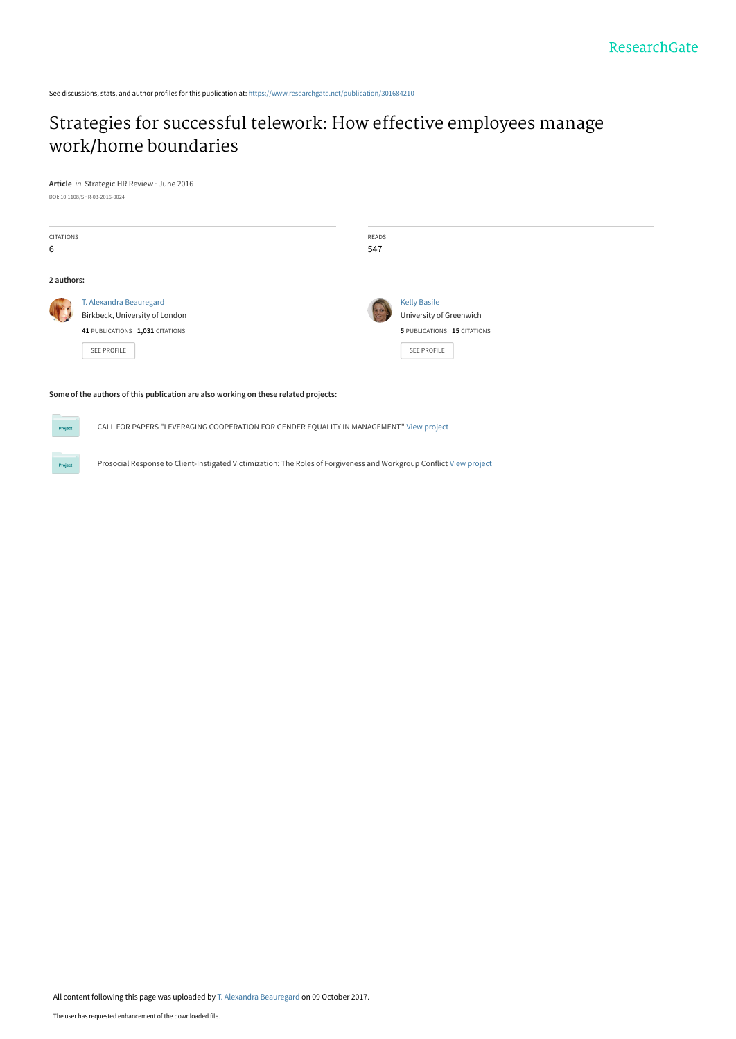ResearchGate

See discussions, stats, and author profiles for this publication at: https://www.researchgate.net/publication/301684210

# Strategies for successful telework: How effective employees manage work/home boundaries

**Article** *in* Strategic HR Review · June 2016

DOI: 10.1108/SHR-03-2016-0024

| CITATIONS | READS |
| --- | --- |
| 6 | 547 |

**2 authors:**

T. Alexandra Beauregard
Birkbeck, University of London
**41** PUBLICATIONS **1,031** CITATIONS
SEE PROFILE

Kelly Basile
University of Greenwich
**5** PUBLICATIONS **15** CITATIONS
SEE PROFILE

**Some of the authors of this publication are also working on these related projects:**

Project: CALL FOR PAPERS "LEVERAGING COOPERATION FOR GENDER EQUALITY IN MANAGEMENT" View project

Project: Prosocial Response to Client-Instigated Victimization: The Roles of Forgiveness and Workgroup Conflict View project

All content following this page was uploaded by T. Alexandra Beauregard on 09 October 2017.

The user has requested enhancement of the downloaded file.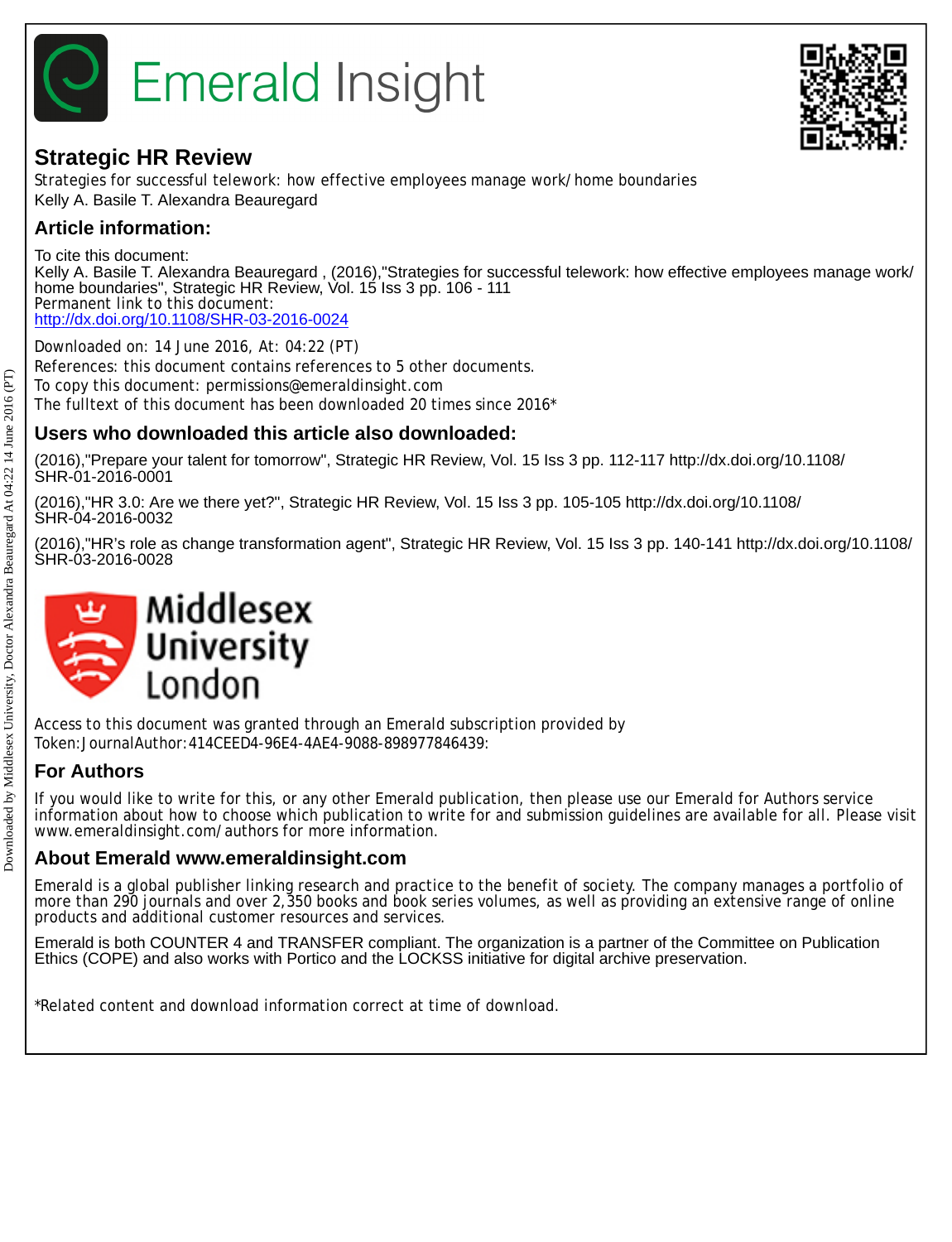# Emerald Insight

## Strategic HR Review

Strategies for successful telework: how effective employees manage work/home boundaries

Kelly A. Basile T. Alexandra Beauregard

## Article information:

To cite this document:

Kelly A. Basile T. Alexandra Beauregard , (2016),"Strategies for successful telework: how effective employees manage work/home boundaries", Strategic HR Review, Vol. 15 Iss 3 pp. 106 - 111

Permanent link to this document:

http://dx.doi.org/10.1108/SHR-03-2016-0024

Downloaded on: 14 June 2016, At: 04:22 (PT)

References: this document contains references to 5 other documents.

To copy this document: permissions@emeraldinsight.com

The fulltext of this document has been downloaded 20 times since 2016*

## Users who downloaded this article also downloaded:

(2016),"Prepare your talent for tomorrow", Strategic HR Review, Vol. 15 Iss 3 pp. 112-117 http://dx.doi.org/10.1108/SHR-01-2016-0001

(2016),"HR 3.0: Are we there yet?", Strategic HR Review, Vol. 15 Iss 3 pp. 105-105 http://dx.doi.org/10.1108/SHR-04-2016-0032

(2016),"HR's role as change transformation agent", Strategic HR Review, Vol. 15 Iss 3 pp. 140-141 http://dx.doi.org/10.1108/SHR-03-2016-0028

Middlesex University London

Access to this document was granted through an Emerald subscription provided by Token:JournalAuthor:414CEED4-96E4-4AE4-9088-898977846439:

## For Authors

If you would like to write for this, or any other Emerald publication, then please use our Emerald for Authors service information about how to choose which publication to write for and submission guidelines are available for all. Please visit www.emeraldinsight.com/authors for more information.

## About Emerald www.emeraldinsight.com

Emerald is a global publisher linking research and practice to the benefit of society. The company manages a portfolio of more than 290 journals and over 2,350 books and book series volumes, as well as providing an extensive range of online products and additional customer resources and services.

Emerald is both COUNTER 4 and TRANSFER compliant. The organization is a partner of the Committee on Publication Ethics (COPE) and also works with Portico and the LOCKSS initiative for digital archive preservation.

*Related content and download information correct at time of download.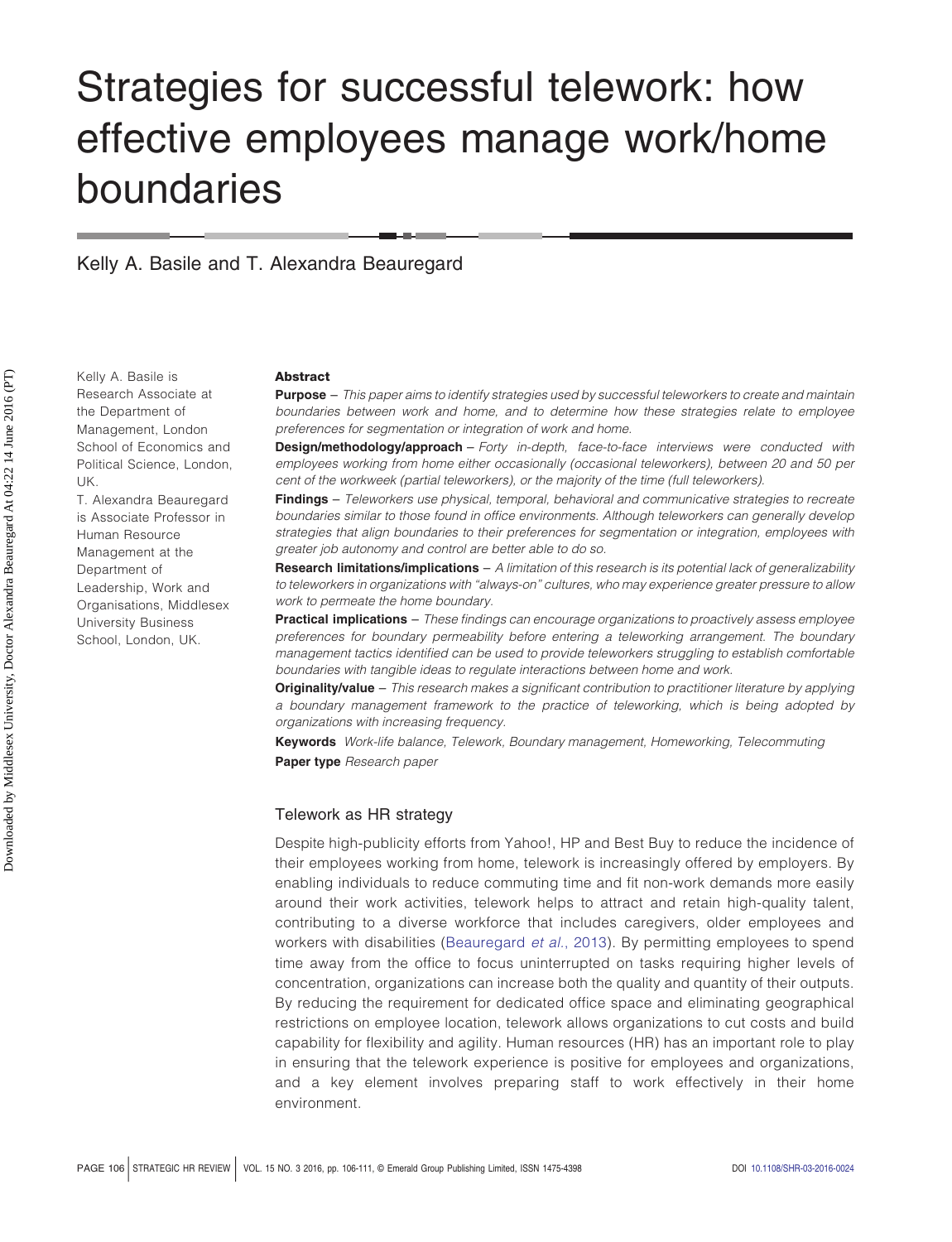# Strategies for successful telework: how effective employees manage work/home boundaries

Kelly A. Basile and T. Alexandra Beauregard

Kelly A. Basile is Research Associate at the Department of Management, London School of Economics and Political Science, London, UK.
T. Alexandra Beauregard is Associate Professor in Human Resource Management at the Department of Leadership, Work and Organisations, Middlesex University Business School, London, UK.

**Abstract**

**Purpose** – *This paper aims to identify strategies used by successful teleworkers to create and maintain boundaries between work and home, and to determine how these strategies relate to employee preferences for segmentation or integration of work and home.*

**Design/methodology/approach** – *Forty in-depth, face-to-face interviews were conducted with employees working from home either occasionally (occasional teleworkers), between 20 and 50 per cent of the workweek (partial teleworkers), or the majority of the time (full teleworkers).*

**Findings** – *Teleworkers use physical, temporal, behavioral and communicative strategies to recreate boundaries similar to those found in office environments. Although teleworkers can generally develop strategies that align boundaries to their preferences for segmentation or integration, employees with greater job autonomy and control are better able to do so.*

**Research limitations/implications** – *A limitation of this research is its potential lack of generalizability to teleworkers in organizations with "always-on" cultures, who may experience greater pressure to allow work to permeate the home boundary.*

**Practical implications** – *These findings can encourage organizations to proactively assess employee preferences for boundary permeability before entering a teleworking arrangement. The boundary management tactics identified can be used to provide teleworkers struggling to establish comfortable boundaries with tangible ideas to regulate interactions between home and work.*

**Originality/value** – *This research makes a significant contribution to practitioner literature by applying a boundary management framework to the practice of teleworking, which is being adopted by organizations with increasing frequency.*

**Keywords** *Work-life balance, Telework, Boundary management, Homeworking, Telecommuting*

**Paper type** *Research paper*

## Telework as HR strategy

Despite high-publicity efforts from Yahoo!, HP and Best Buy to reduce the incidence of their employees working from home, telework is increasingly offered by employers. By enabling individuals to reduce commuting time and fit non-work demands more easily around their work activities, telework helps to attract and retain high-quality talent, contributing to a diverse workforce that includes caregivers, older employees and workers with disabilities (Beauregard *et al.*, 2013). By permitting employees to spend time away from the office to focus uninterrupted on tasks requiring higher levels of concentration, organizations can increase both the quality and quantity of their outputs. By reducing the requirement for dedicated office space and eliminating geographical restrictions on employee location, telework allows organizations to cut costs and build capability for flexibility and agility. Human resources (HR) has an important role to play in ensuring that the telework experience is positive for employees and organizations, and a key element involves preparing staff to work effectively in their home environment.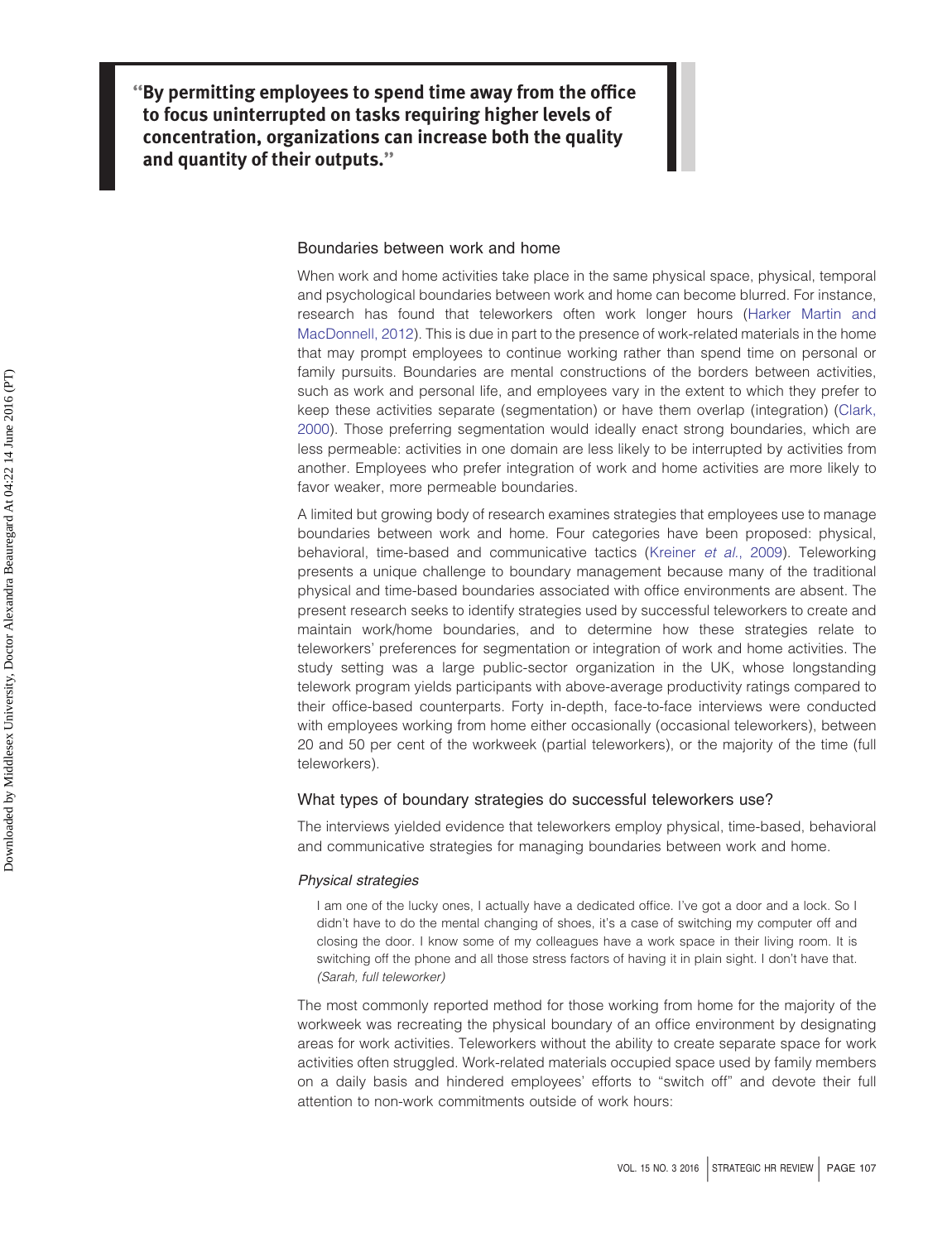> **"By permitting employees to spend time away from the office to focus uninterrupted on tasks requiring higher levels of concentration, organizations can increase both the quality and quantity of their outputs."**

## Boundaries between work and home

When work and home activities take place in the same physical space, physical, temporal and psychological boundaries between work and home can become blurred. For instance, research has found that teleworkers often work longer hours (Harker Martin and MacDonnell, 2012). This is due in part to the presence of work-related materials in the home that may prompt employees to continue working rather than spend time on personal or family pursuits. Boundaries are mental constructions of the borders between activities, such as work and personal life, and employees vary in the extent to which they prefer to keep these activities separate (segmentation) or have them overlap (integration) (Clark, 2000). Those preferring segmentation would ideally enact strong boundaries, which are less permeable: activities in one domain are less likely to be interrupted by activities from another. Employees who prefer integration of work and home activities are more likely to favor weaker, more permeable boundaries.

A limited but growing body of research examines strategies that employees use to manage boundaries between work and home. Four categories have been proposed: physical, behavioral, time-based and communicative tactics (Kreiner *et al.*, 2009). Teleworking presents a unique challenge to boundary management because many of the traditional physical and time-based boundaries associated with office environments are absent. The present research seeks to identify strategies used by successful teleworkers to create and maintain work/home boundaries, and to determine how these strategies relate to teleworkers' preferences for segmentation or integration of work and home activities. The study setting was a large public-sector organization in the UK, whose longstanding telework program yields participants with above-average productivity ratings compared to their office-based counterparts. Forty in-depth, face-to-face interviews were conducted with employees working from home either occasionally (occasional teleworkers), between 20 and 50 per cent of the workweek (partial teleworkers), or the majority of the time (full teleworkers).

## What types of boundary strategies do successful teleworkers use?

The interviews yielded evidence that teleworkers employ physical, time-based, behavioral and communicative strategies for managing boundaries between work and home.

### *Physical strategies*

> I am one of the lucky ones, I actually have a dedicated office. I've got a door and a lock. So I didn't have to do the mental changing of shoes, it's a case of switching my computer off and closing the door. I know some of my colleagues have a work space in their living room. It is switching off the phone and all those stress factors of having it in plain sight. I don't have that. *(Sarah, full teleworker)*

The most commonly reported method for those working from home for the majority of the workweek was recreating the physical boundary of an office environment by designating areas for work activities. Teleworkers without the ability to create separate space for work activities often struggled. Work-related materials occupied space used by family members on a daily basis and hindered employees' efforts to "switch off" and devote their full attention to non-work commitments outside of work hours: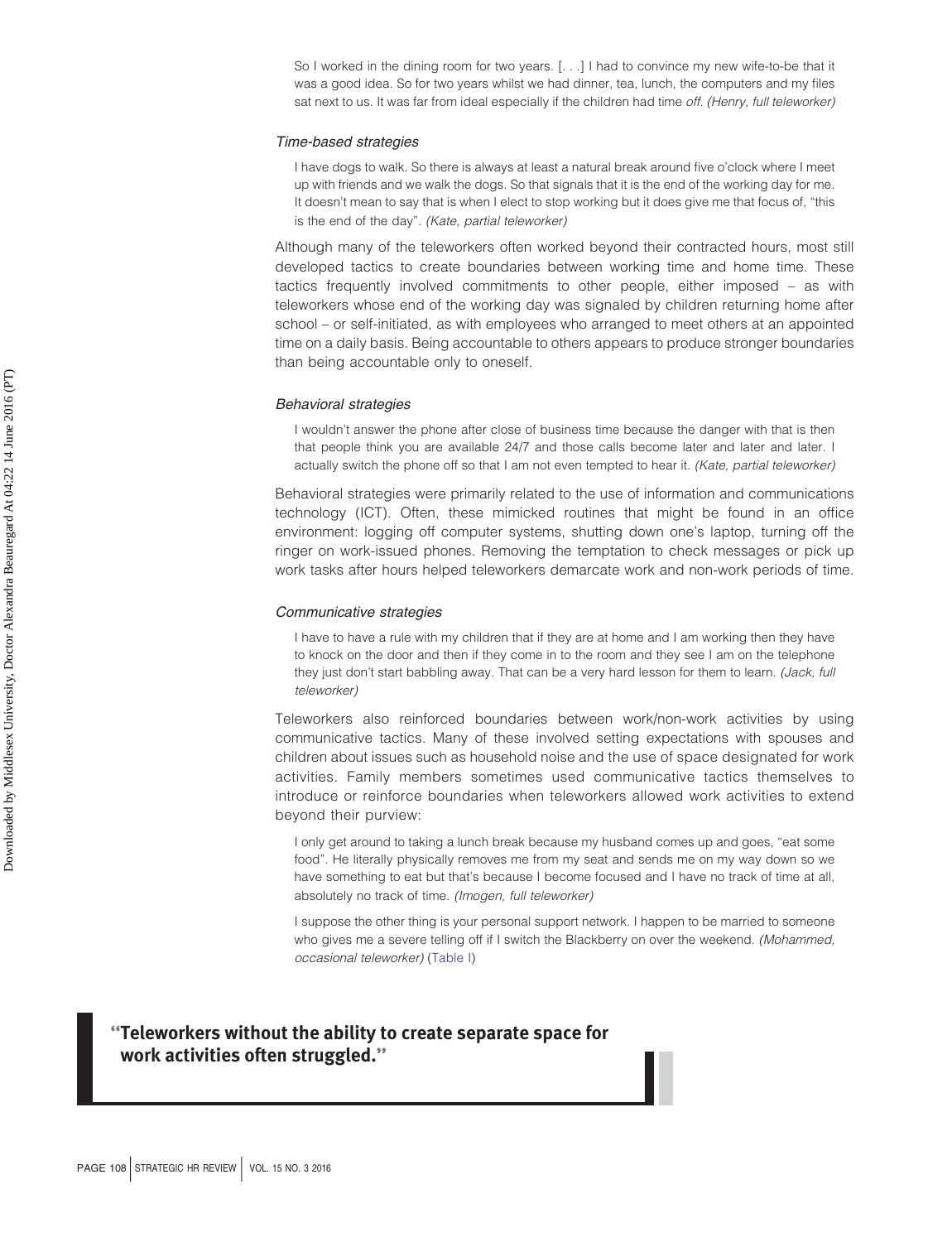So I worked in the dining room for two years. [. . .] I had to convince my new wife-to-be that it was a good idea. So for two years whilst we had dinner, tea, lunch, the computers and my files sat next to us. It was far from ideal especially if the children had time off. *(Henry, full teleworker)*

### *Time-based strategies*

I have dogs to walk. So there is always at least a natural break around five o'clock where I meet up with friends and we walk the dogs. So that signals that it is the end of the working day for me. It doesn't mean to say that is when I elect to stop working but it does give me that focus of, "this is the end of the day". *(Kate, partial teleworker)*

Although many of the teleworkers often worked beyond their contracted hours, most still developed tactics to create boundaries between working time and home time. These tactics frequently involved commitments to other people, either imposed – as with teleworkers whose end of the working day was signaled by children returning home after school – or self-initiated, as with employees who arranged to meet others at an appointed time on a daily basis. Being accountable to others appears to produce stronger boundaries than being accountable only to oneself.

### *Behavioral strategies*

I wouldn't answer the phone after close of business time because the danger with that is then that people think you are available 24/7 and those calls become later and later and later. I actually switch the phone off so that I am not even tempted to hear it. *(Kate, partial teleworker)*

Behavioral strategies were primarily related to the use of information and communications technology (ICT). Often, these mimicked routines that might be found in an office environment: logging off computer systems, shutting down one's laptop, turning off the ringer on work-issued phones. Removing the temptation to check messages or pick up work tasks after hours helped teleworkers demarcate work and non-work periods of time.

### *Communicative strategies*

I have to have a rule with my children that if they are at home and I am working then they have to knock on the door and then if they come in to the room and they see I am on the telephone they just don't start babbling away. That can be a very hard lesson for them to learn. *(Jack, full teleworker)*

Teleworkers also reinforced boundaries between work/non-work activities by using communicative tactics. Many of these involved setting expectations with spouses and children about issues such as household noise and the use of space designated for work activities. Family members sometimes used communicative tactics themselves to introduce or reinforce boundaries when teleworkers allowed work activities to extend beyond their purview:

I only get around to taking a lunch break because my husband comes up and goes, "eat some food". He literally physically removes me from my seat and sends me on my way down so we have something to eat but that's because I become focused and I have no track of time at all, absolutely no track of time. *(Imogen, full teleworker)*

I suppose the other thing is your personal support network. I happen to be married to someone who gives me a severe telling off if I switch the Blackberry on over the weekend. *(Mohammed, occasional teleworker)* (Table I)

> **"Teleworkers without the ability to create separate space for work activities often struggled."**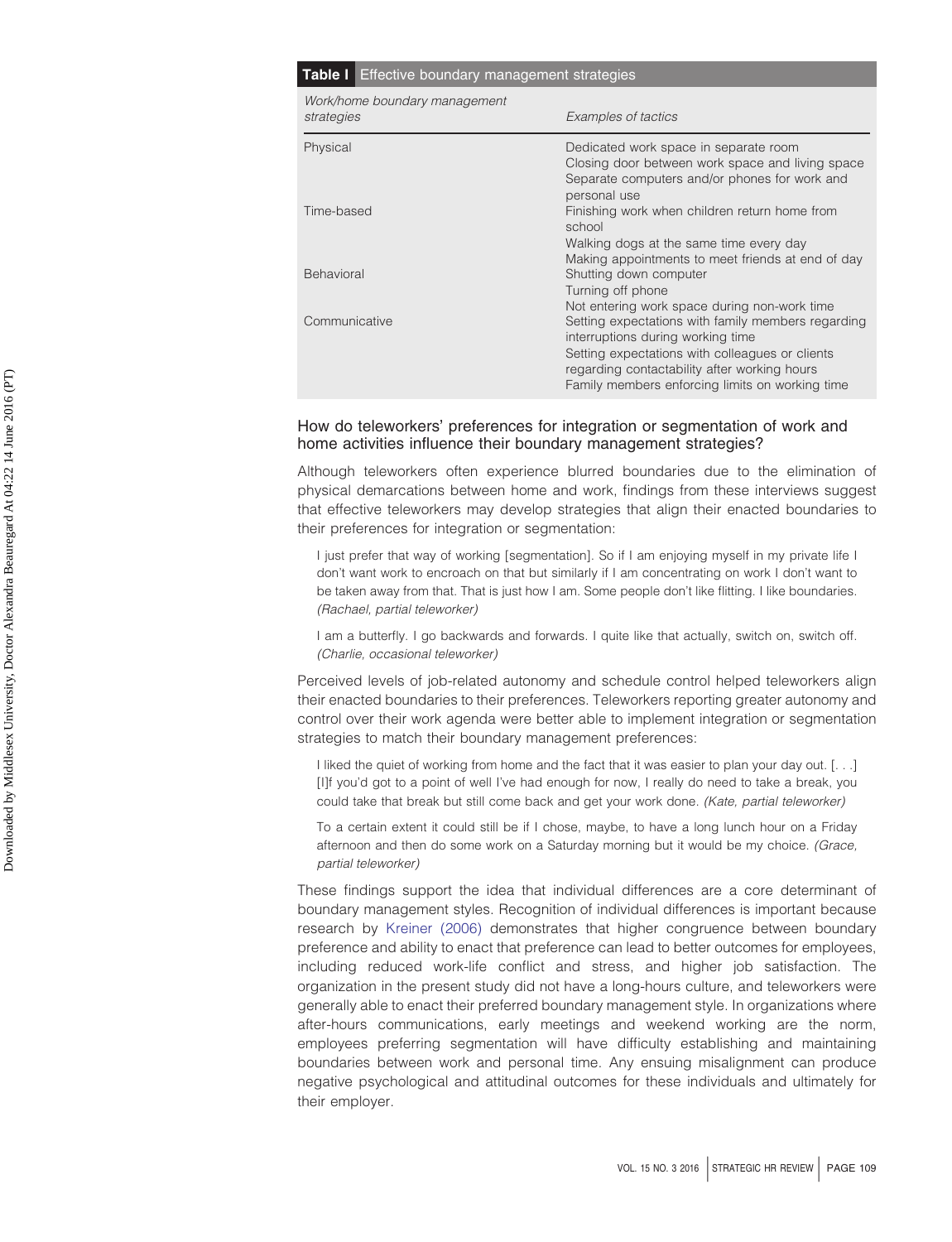**Table I** Effective boundary management strategies

| Work/home boundary management strategies | Examples of tactics |
|---|---|
| Physical | Dedicated work space in separate room<br>Closing door between work space and living space<br>Separate computers and/or phones for work and personal use |
| Time-based | Finishing work when children return home from school<br>Walking dogs at the same time every day<br>Making appointments to meet friends at end of day |
| Behavioral | Shutting down computer<br>Turning off phone<br>Not entering work space during non-work time |
| Communicative | Setting expectations with family members regarding interruptions during working time<br>Setting expectations with colleagues or clients regarding contactability after working hours<br>Family members enforcing limits on working time |

### How do teleworkers' preferences for integration or segmentation of work and home activities influence their boundary management strategies?

Although teleworkers often experience blurred boundaries due to the elimination of physical demarcations between home and work, findings from these interviews suggest that effective teleworkers may develop strategies that align their enacted boundaries to their preferences for integration or segmentation:

> I just prefer that way of working [segmentation]. So if I am enjoying myself in my private life I don't want work to encroach on that but similarly if I am concentrating on work I don't want to be taken away from that. That is just how I am. Some people don't like flitting. I like boundaries. *(Rachael, partial teleworker)*

> I am a butterfly. I go backwards and forwards. I quite like that actually, switch on, switch off. *(Charlie, occasional teleworker)*

Perceived levels of job-related autonomy and schedule control helped teleworkers align their enacted boundaries to their preferences. Teleworkers reporting greater autonomy and control over their work agenda were better able to implement integration or segmentation strategies to match their boundary management preferences:

> I liked the quiet of working from home and the fact that it was easier to plan your day out. [. . .] [I]f you'd got to a point of well I've had enough for now, I really do need to take a break, you could take that break but still come back and get your work done. *(Kate, partial teleworker)*

> To a certain extent it could still be if I chose, maybe, to have a long lunch hour on a Friday afternoon and then do some work on a Saturday morning but it would be my choice. *(Grace, partial teleworker)*

These findings support the idea that individual differences are a core determinant of boundary management styles. Recognition of individual differences is important because research by Kreiner (2006) demonstrates that higher congruence between boundary preference and ability to enact that preference can lead to better outcomes for employees, including reduced work-life conflict and stress, and higher job satisfaction. The organization in the present study did not have a long-hours culture, and teleworkers were generally able to enact their preferred boundary management style. In organizations where after-hours communications, early meetings and weekend working are the norm, employees preferring segmentation will have difficulty establishing and maintaining boundaries between work and personal time. Any ensuing misalignment can produce negative psychological and attitudinal outcomes for these individuals and ultimately for their employer.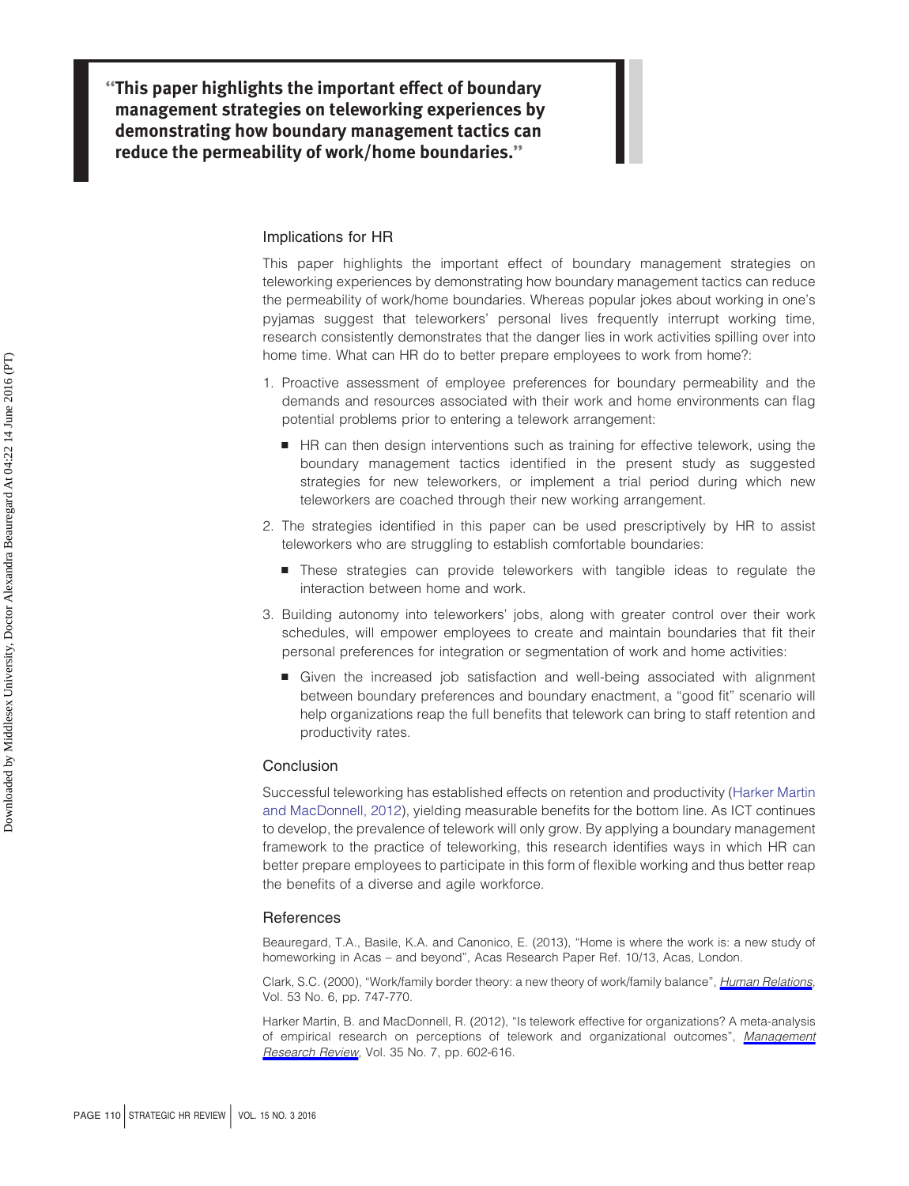"This paper highlights the important effect of boundary management strategies on teleworking experiences by demonstrating how boundary management tactics can reduce the permeability of work/home boundaries."

## Implications for HR

This paper highlights the important effect of boundary management strategies on teleworking experiences by demonstrating how boundary management tactics can reduce the permeability of work/home boundaries. Whereas popular jokes about working in one's pyjamas suggest that teleworkers' personal lives frequently interrupt working time, research consistently demonstrates that the danger lies in work activities spilling over into home time. What can HR do to better prepare employees to work from home?:

1. Proactive assessment of employee preferences for boundary permeability and the demands and resources associated with their work and home environments can flag potential problems prior to entering a telework arrangement:
   - HR can then design interventions such as training for effective telework, using the boundary management tactics identified in the present study as suggested strategies for new teleworkers, or implement a trial period during which new teleworkers are coached through their new working arrangement.
2. The strategies identified in this paper can be used prescriptively by HR to assist teleworkers who are struggling to establish comfortable boundaries:
   - These strategies can provide teleworkers with tangible ideas to regulate the interaction between home and work.
3. Building autonomy into teleworkers' jobs, along with greater control over their work schedules, will empower employees to create and maintain boundaries that fit their personal preferences for integration or segmentation of work and home activities:
   - Given the increased job satisfaction and well-being associated with alignment between boundary preferences and boundary enactment, a "good fit" scenario will help organizations reap the full benefits that telework can bring to staff retention and productivity rates.

## Conclusion

Successful teleworking has established effects on retention and productivity (Harker Martin and MacDonnell, 2012), yielding measurable benefits for the bottom line. As ICT continues to develop, the prevalence of telework will only grow. By applying a boundary management framework to the practice of teleworking, this research identifies ways in which HR can better prepare employees to participate in this form of flexible working and thus better reap the benefits of a diverse and agile workforce.

## References

Beauregard, T.A., Basile, K.A. and Canonico, E. (2013), "Home is where the work is: a new study of homeworking in Acas – and beyond", Acas Research Paper Ref. 10/13, Acas, London.

Clark, S.C. (2000), "Work/family border theory: a new theory of work/family balance", *Human Relations*, Vol. 53 No. 6, pp. 747-770.

Harker Martin, B. and MacDonnell, R. (2012), "Is telework effective for organizations? A meta-analysis of empirical research on perceptions of telework and organizational outcomes", *Management Research Review*, Vol. 35 No. 7, pp. 602-616.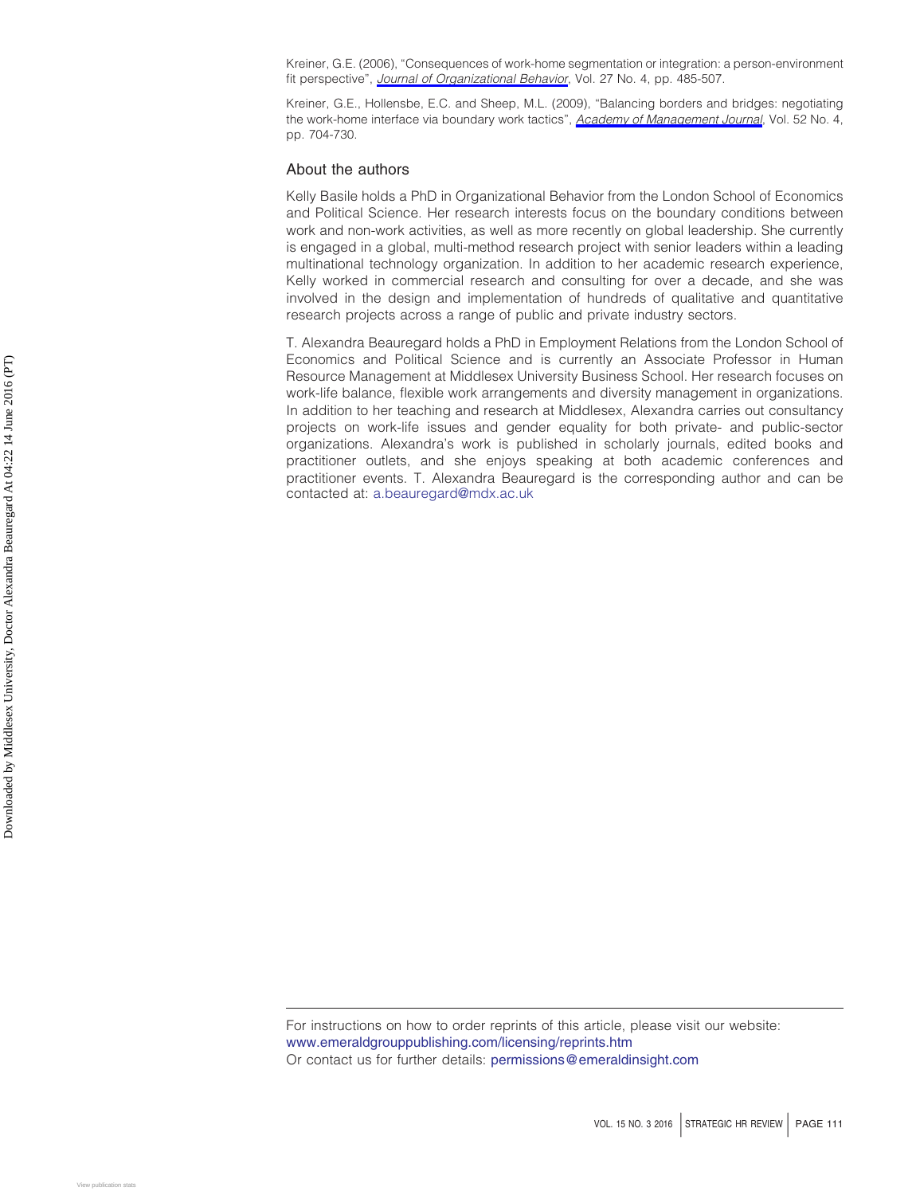Kreiner, G.E. (2006), “Consequences of work-home segmentation or integration: a person-environment fit perspective”, *Journal of Organizational Behavior*, Vol. 27 No. 4, pp. 485-507.

Kreiner, G.E., Hollensbe, E.C. and Sheep, M.L. (2009), “Balancing borders and bridges: negotiating the work-home interface via boundary work tactics”, *Academy of Management Journal*, Vol. 52 No. 4, pp. 704-730.

## About the authors

Kelly Basile holds a PhD in Organizational Behavior from the London School of Economics and Political Science. Her research interests focus on the boundary conditions between work and non-work activities, as well as more recently on global leadership. She currently is engaged in a global, multi-method research project with senior leaders within a leading multinational technology organization. In addition to her academic research experience, Kelly worked in commercial research and consulting for over a decade, and she was involved in the design and implementation of hundreds of qualitative and quantitative research projects across a range of public and private industry sectors.

T. Alexandra Beauregard holds a PhD in Employment Relations from the London School of Economics and Political Science and is currently an Associate Professor in Human Resource Management at Middlesex University Business School. Her research focuses on work-life balance, flexible work arrangements and diversity management in organizations. In addition to her teaching and research at Middlesex, Alexandra carries out consultancy projects on work-life issues and gender equality for both private- and public-sector organizations. Alexandra's work is published in scholarly journals, edited books and practitioner outlets, and she enjoys speaking at both academic conferences and practitioner events. T. Alexandra Beauregard is the corresponding author and can be contacted at: a.beauregard@mdx.ac.uk

---

For instructions on how to order reprints of this article, please visit our website:
www.emeraldgrouppublishing.com/licensing/reprints.htm
Or contact us for further details: permissions@emeraldinsight.com